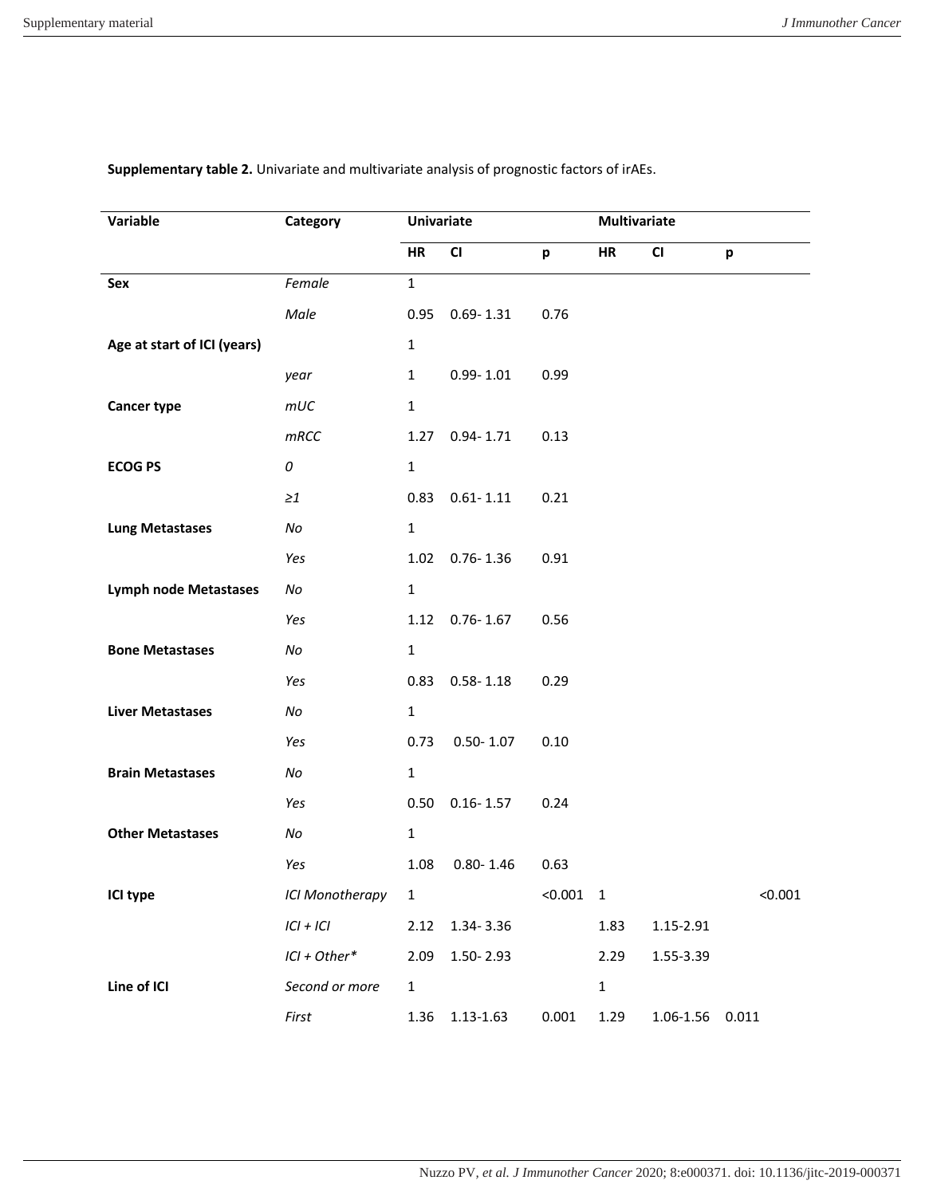**Supplementary table 2.** Univariate and multivariate analysis of prognostic factors of irAEs.

| Variable | Category | Univariate | | | Multivariate | | |
|---|---|---|---|---|---|---|---|
| | | **HR** | **CI** | **p** | **HR** | **CI** | **p** |
| **Sex** | *Female* | 1 | | | | | |
| | *Male* | 0.95 | 0.69- 1.31 | 0.76 | | | |
| **Age at start of ICI (years)** | | 1 | | | | | |
| | *year* | 1 | 0.99- 1.01 | 0.99 | | | |
| **Cancer type** | *mUC* | 1 | | | | | |
| | *mRCC* | 1.27 | 0.94- 1.71 | 0.13 | | | |
| **ECOG PS** | *0* | 1 | | | | | |
| | *≥1* | 0.83 | 0.61- 1.11 | 0.21 | | | |
| **Lung Metastases** | *No* | 1 | | | | | |
| | *Yes* | 1.02 | 0.76- 1.36 | 0.91 | | | |
| **Lymph node Metastases** | *No* | 1 | | | | | |
| | *Yes* | 1.12 | 0.76- 1.67 | 0.56 | | | |
| **Bone Metastases** | *No* | 1 | | | | | |
| | *Yes* | 0.83 | 0.58- 1.18 | 0.29 | | | |
| **Liver Metastases** | *No* | 1 | | | | | |
| | *Yes* | 0.73 | 0.50- 1.07 | 0.10 | | | |
| **Brain Metastases** | *No* | 1 | | | | | |
| | *Yes* | 0.50 | 0.16- 1.57 | 0.24 | | | |
| **Other Metastases** | *No* | 1 | | | | | |
| | *Yes* | 1.08 | 0.80- 1.46 | 0.63 | | | |
| **ICI type** | *ICI Monotherapy* | 1 | | <0.001 | 1 | | <0.001 |
| | *ICI + ICI* | 2.12 | 1.34- 3.36 | | 1.83 | 1.15-2.91 | |
| | *ICI + Other** | 2.09 | 1.50- 2.93 | | 2.29 | 1.55-3.39 | |
| **Line of ICI** | *Second or more* | 1 | | | 1 | | |
| | *First* | 1.36 | 1.13-1.63 | 0.001 | 1.29 | 1.06-1.56 | 0.011 |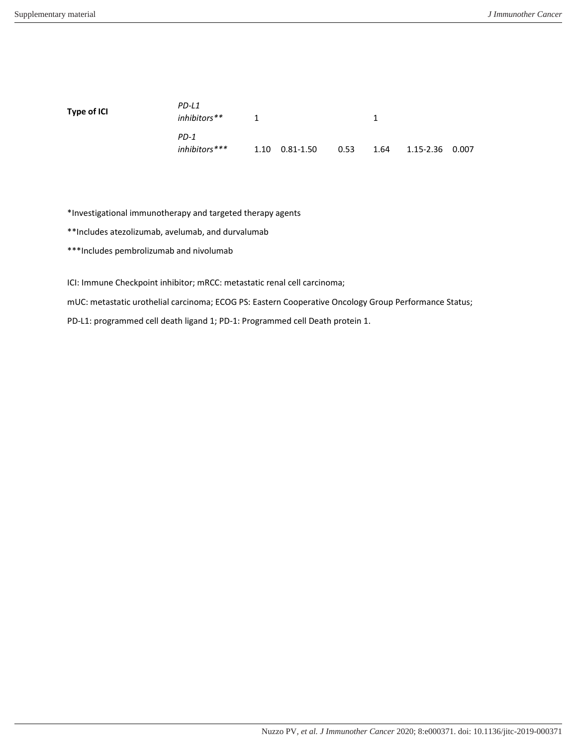| | | | | | | | |
|---|---|---|---|---|---|---|---|
| **Type of ICI** | *PD-L1 inhibitors\*\** | 1 | | | 1 | | |
| | *PD-1 inhibitors\*\*\** | 1.10 | 0.81-1.50 | 0.53 | 1.64 | 1.15-2.36 | 0.007 |

*Investigational immunotherapy and targeted therapy agents

**Includes atezolizumab, avelumab, and durvalumab

***Includes pembrolizumab and nivolumab

ICI: Immune Checkpoint inhibitor; mRCC: metastatic renal cell carcinoma;

mUC: metastatic urothelial carcinoma; ECOG PS: Eastern Cooperative Oncology Group Performance Status;

PD-L1: programmed cell death ligand 1; PD-1: Programmed cell Death protein 1.